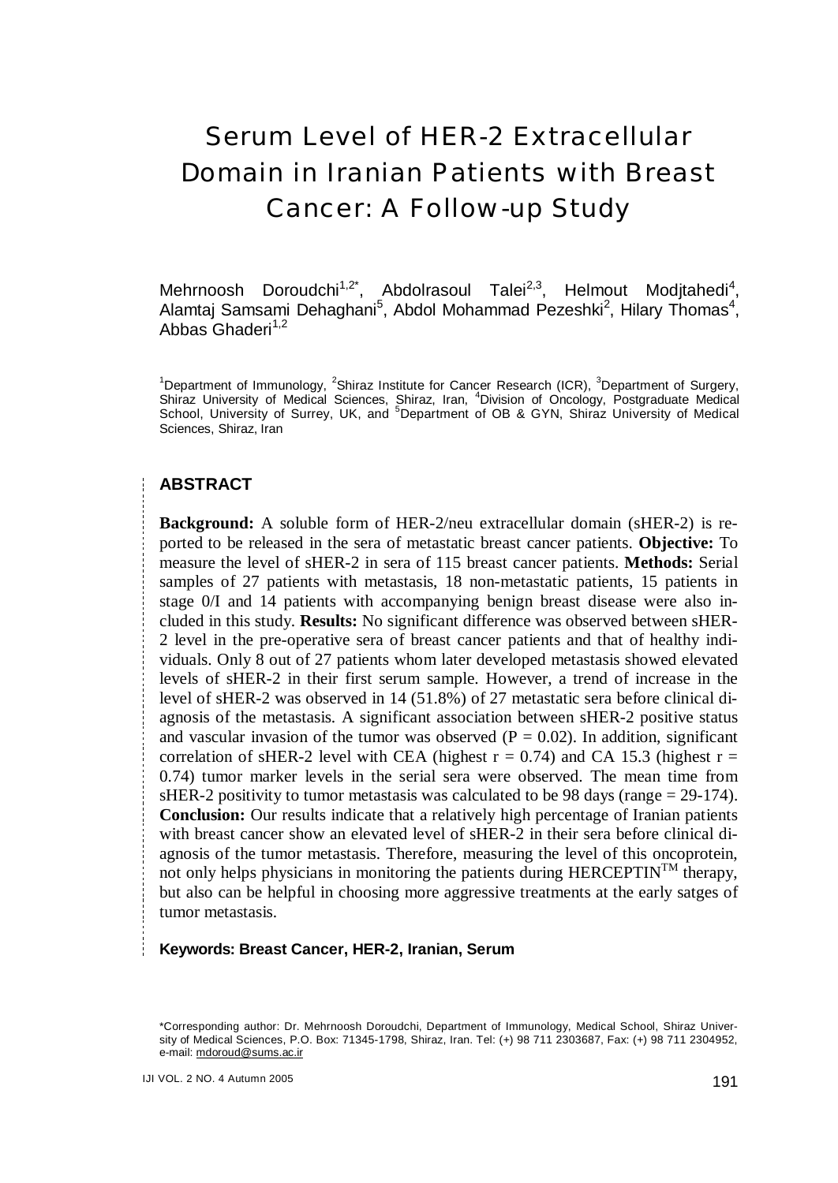# Serum Level of HER-2 Extracellular Domain in Iranian Patients with Breast Cancer: A Follow-up Study

Mehrnoosh Doroudchi[1,2*], Abdolrasoul Talei[2,3], Helmout Modjtahedi[4], Alamtaj Samsami Dehaghani[5], Abdol Mohammad Pezeshki[2], Hilary Thomas[4], Abbas Ghaderi[1,2]

[1]Department of Immunology, [2]Shiraz Institute for Cancer Research (ICR), [3]Department of Surgery, Shiraz University of Medical Sciences, Shiraz, Iran, [4]Division of Oncology, Postgraduate Medical School, University of Surrey, UK, and [5]Department of OB & GYN, Shiraz University of Medical Sciences, Shiraz, Iran

## ABSTRACT

**Background:** A soluble form of HER-2/neu extracellular domain (sHER-2) is reported to be released in the sera of metastatic breast cancer patients. **Objective:** To measure the level of sHER-2 in sera of 115 breast cancer patients. **Methods:** Serial samples of 27 patients with metastasis, 18 non-metastatic patients, 15 patients in stage 0/I and 14 patients with accompanying benign breast disease were also included in this study. **Results:** No significant difference was observed between sHER-2 level in the pre-operative sera of breast cancer patients and that of healthy individuals. Only 8 out of 27 patients whom later developed metastasis showed elevated levels of sHER-2 in their first serum sample. However, a trend of increase in the level of sHER-2 was observed in 14 (51.8%) of 27 metastatic sera before clinical diagnosis of the metastasis. A significant association between sHER-2 positive status and vascular invasion of the tumor was observed ($P = 0.02$). In addition, significant correlation of sHER-2 level with CEA (highest $r = 0.74$) and CA 15.3 (highest $r = 0.74$) tumor marker levels in the serial sera were observed. The mean time from sHER-2 positivity to tumor metastasis was calculated to be 98 days (range = 29-174). **Conclusion:** Our results indicate that a relatively high percentage of Iranian patients with breast cancer show an elevated level of sHER-2 in their sera before clinical diagnosis of the tumor metastasis. Therefore, measuring the level of this oncoprotein, not only helps physicians in monitoring the patients during HERCEPTIN™ therapy, but also can be helpful in choosing more aggressive treatments at the early satges of tumor metastasis.

**Keywords: Breast Cancer, HER-2, Iranian, Serum**

*Corresponding author: Dr. Mehrnoosh Doroudchi, Department of Immunology, Medical School, Shiraz University of Medical Sciences, P.O. Box: 71345-1798, Shiraz, Iran. Tel: (+) 98 711 2303687, Fax: (+) 98 711 2304952, e-mail: mdoroud@sums.ac.ir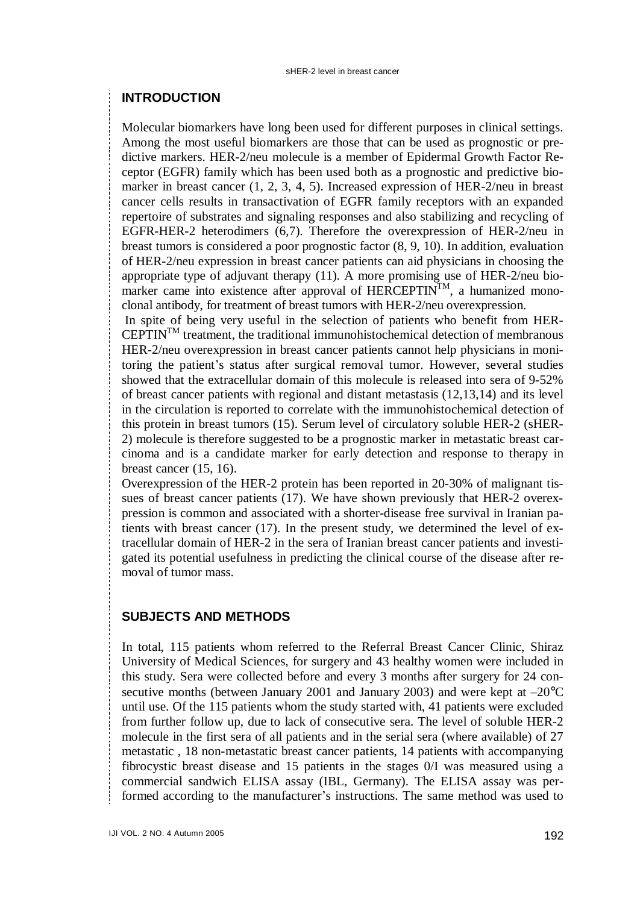## INTRODUCTION

Molecular biomarkers have long been used for different purposes in clinical settings. Among the most useful biomarkers are those that can be used as prognostic or predictive markers. HER-2/neu molecule is a member of Epidermal Growth Factor Receptor (EGFR) family which has been used both as a prognostic and predictive biomarker in breast cancer (1, 2, 3, 4, 5). Increased expression of HER-2/neu in breast cancer cells results in transactivation of EGFR family receptors with an expanded repertoire of substrates and signaling responses and also stabilizing and recycling of EGFR-HER-2 heterodimers (6,7). Therefore the overexpression of HER-2/neu in breast tumors is considered a poor prognostic factor (8, 9, 10). In addition, evaluation of HER-2/neu expression in breast cancer patients can aid physicians in choosing the appropriate type of adjuvant therapy (11). A more promising use of HER-2/neu biomarker came into existence after approval of HERCEPTIN™, a humanized monoclonal antibody, for treatment of breast tumors with HER-2/neu overexpression.

In spite of being very useful in the selection of patients who benefit from HERCEPTIN™ treatment, the traditional immunohistochemical detection of membranous HER-2/neu overexpression in breast cancer patients cannot help physicians in monitoring the patient's status after surgical removal tumor. However, several studies showed that the extracellular domain of this molecule is released into sera of 9-52% of breast cancer patients with regional and distant metastasis (12,13,14) and its level in the circulation is reported to correlate with the immunohistochemical detection of this protein in breast tumors (15). Serum level of circulatory soluble HER-2 (sHER-2) molecule is therefore suggested to be a prognostic marker in metastatic breast carcinoma and is a candidate marker for early detection and response to therapy in breast cancer (15, 16).

Overexpression of the HER-2 protein has been reported in 20-30% of malignant tissues of breast cancer patients (17). We have shown previously that HER-2 overexpression is common and associated with a shorter-disease free survival in Iranian patients with breast cancer (17). In the present study, we determined the level of extracellular domain of HER-2 in the sera of Iranian breast cancer patients and investigated its potential usefulness in predicting the clinical course of the disease after removal of tumor mass.

## SUBJECTS AND METHODS

In total, 115 patients whom referred to the Referral Breast Cancer Clinic, Shiraz University of Medical Sciences, for surgery and 43 healthy women were included in this study. Sera were collected before and every 3 months after surgery for 24 consecutive months (between January 2001 and January 2003) and were kept at –20°C until use. Of the 115 patients whom the study started with, 41 patients were excluded from further follow up, due to lack of consecutive sera. The level of soluble HER-2 molecule in the first sera of all patients and in the serial sera (where available) of 27 metastatic , 18 non-metastatic breast cancer patients, 14 patients with accompanying fibrocystic breast disease and 15 patients in the stages 0/I was measured using a commercial sandwich ELISA assay (IBL, Germany). The ELISA assay was performed according to the manufacturer's instructions. The same method was used to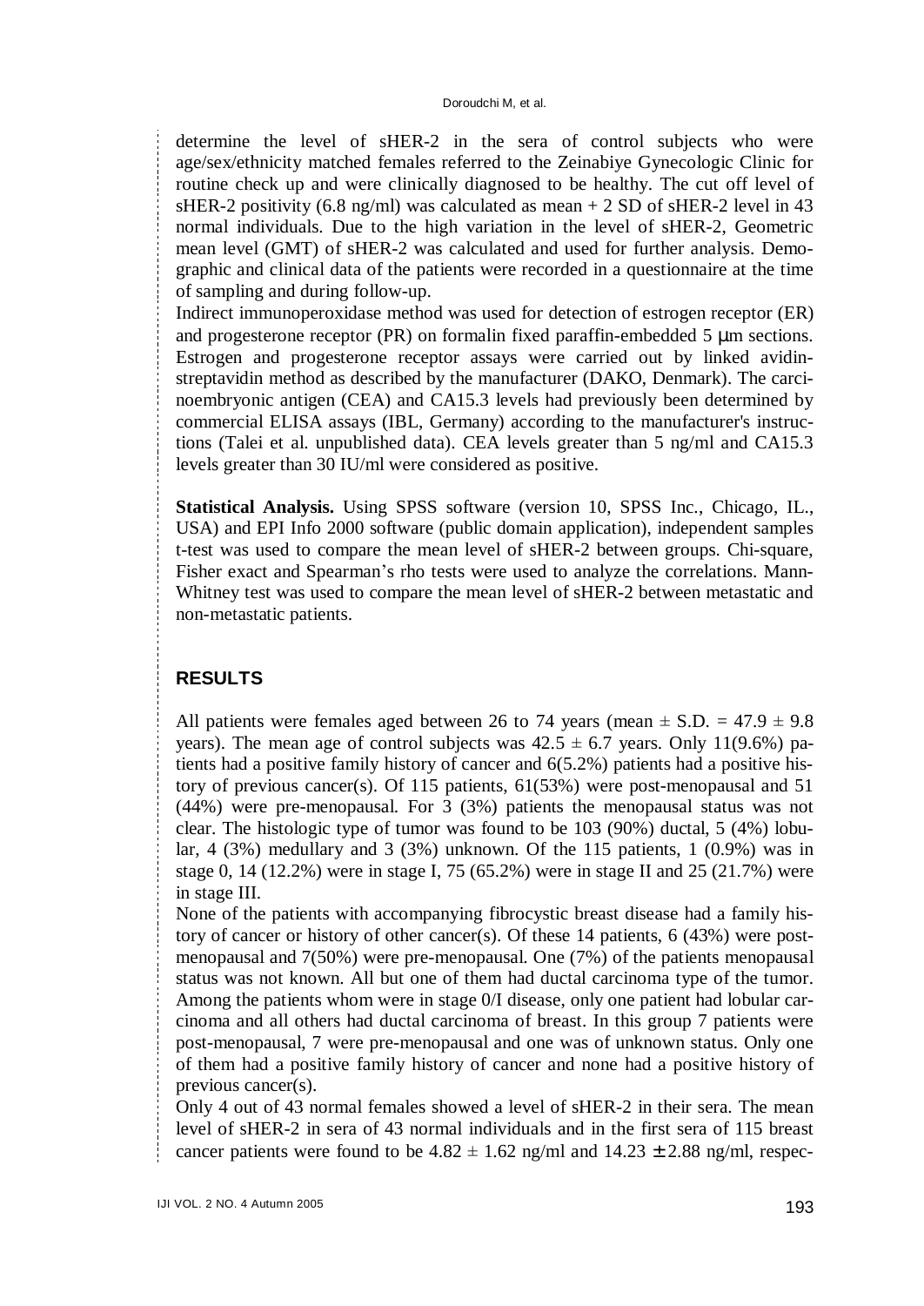determine the level of sHER-2 in the sera of control subjects who were age/sex/ethnicity matched females referred to the Zeinabiye Gynecologic Clinic for routine check up and were clinically diagnosed to be healthy. The cut off level of sHER-2 positivity (6.8 ng/ml) was calculated as mean + 2 SD of sHER-2 level in 43 normal individuals. Due to the high variation in the level of sHER-2, Geometric mean level (GMT) of sHER-2 was calculated and used for further analysis. Demographic and clinical data of the patients were recorded in a questionnaire at the time of sampling and during follow-up.

Indirect immunoperoxidase method was used for detection of estrogen receptor (ER) and progesterone receptor (PR) on formalin fixed paraffin-embedded 5 μm sections. Estrogen and progesterone receptor assays were carried out by linked avidin-streptavidin method as described by the manufacturer (DAKO, Denmark). The carcinoembryonic antigen (CEA) and CA15.3 levels had previously been determined by commercial ELISA assays (IBL, Germany) according to the manufacturer's instructions (Talei et al. unpublished data). CEA levels greater than 5 ng/ml and CA15.3 levels greater than 30 IU/ml were considered as positive.

**Statistical Analysis.** Using SPSS software (version 10, SPSS Inc., Chicago, IL., USA) and EPI Info 2000 software (public domain application), independent samples t-test was used to compare the mean level of sHER-2 between groups. Chi-square, Fisher exact and Spearman's rho tests were used to analyze the correlations. Mann-Whitney test was used to compare the mean level of sHER-2 between metastatic and non-metastatic patients.

## RESULTS

All patients were females aged between 26 to 74 years (mean $\pm$ S.D. = 47.9 $\pm$ 9.8 years). The mean age of control subjects was 42.5 $\pm$ 6.7 years. Only 11(9.6%) patients had a positive family history of cancer and 6(5.2%) patients had a positive history of previous cancer(s). Of 115 patients, 61(53%) were post-menopausal and 51 (44%) were pre-menopausal. For 3 (3%) patients the menopausal status was not clear. The histologic type of tumor was found to be 103 (90%) ductal, 5 (4%) lobular, 4 (3%) medullary and 3 (3%) unknown. Of the 115 patients, 1 (0.9%) was in stage 0, 14 (12.2%) were in stage I, 75 (65.2%) were in stage II and 25 (21.7%) were in stage III.

None of the patients with accompanying fibrocystic breast disease had a family history of cancer or history of other cancer(s). Of these 14 patients, 6 (43%) were post-menopausal and 7(50%) were pre-menopausal. One (7%) of the patients menopausal status was not known. All but one of them had ductal carcinoma type of the tumor. Among the patients whom were in stage 0/I disease, only one patient had lobular carcinoma and all others had ductal carcinoma of breast. In this group 7 patients were post-menopausal, 7 were pre-menopausal and one was of unknown status. Only one of them had a positive family history of cancer and none had a positive history of previous cancer(s).

Only 4 out of 43 normal females showed a level of sHER-2 in their sera. The mean level of sHER-2 in sera of 43 normal individuals and in the first sera of 115 breast cancer patients were found to be 4.82 $\pm$ 1.62 ng/ml and 14.23 $\pm$ 2.88 ng/ml, respec-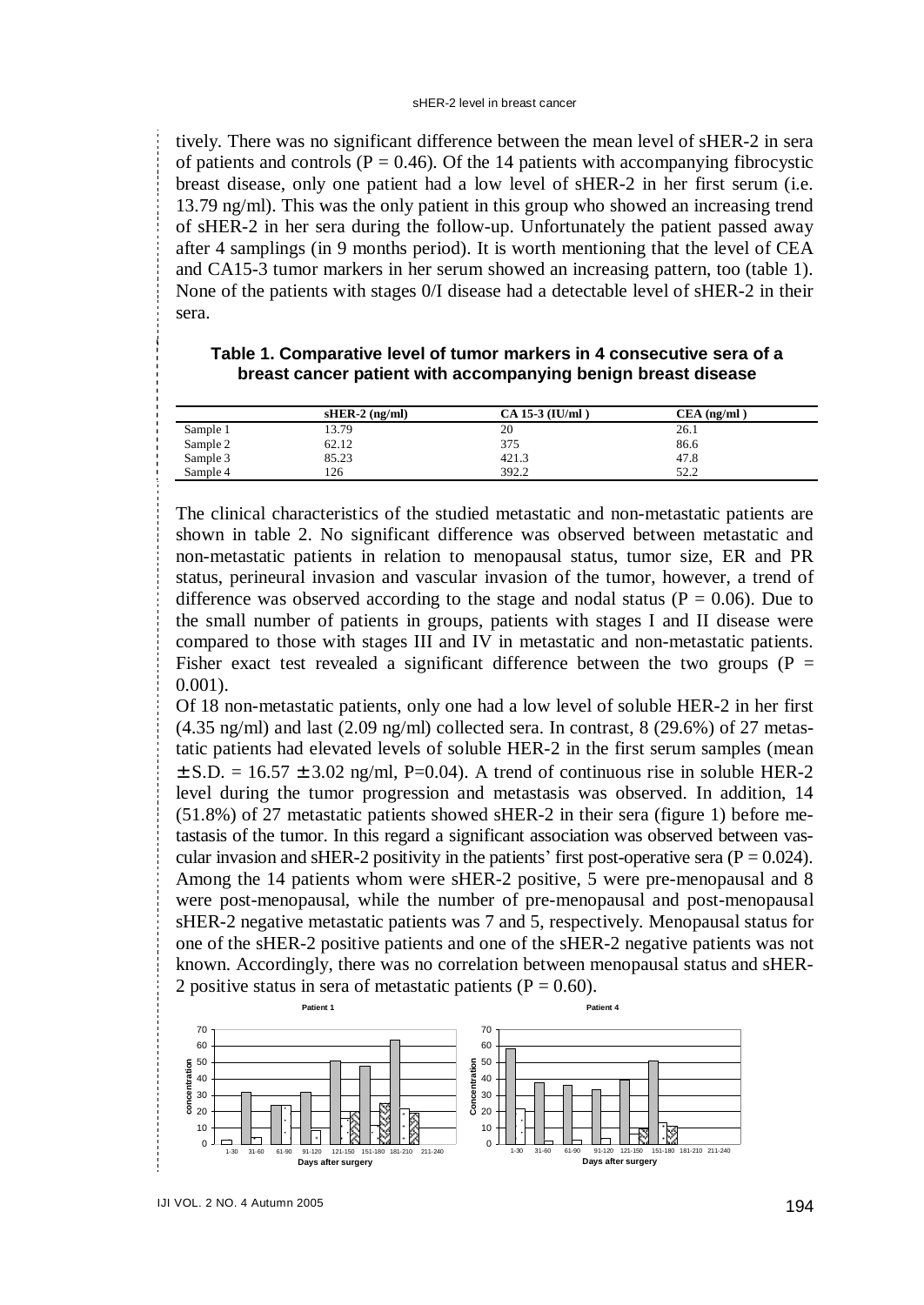tively. There was no significant difference between the mean level of sHER-2 in sera of patients and controls ($P = 0.46$). Of the 14 patients with accompanying fibrocystic breast disease, only one patient had a low level of sHER-2 in her first serum (i.e. 13.79 ng/ml). This was the only patient in this group who showed an increasing trend of sHER-2 in her sera during the follow-up. Unfortunately the patient passed away after 4 samplings (in 9 months period). It is worth mentioning that the level of CEA and CA15-3 tumor markers in her serum showed an increasing pattern, too (table 1). None of the patients with stages 0/I disease had a detectable level of sHER-2 in their sera.

**Table 1. Comparative level of tumor markers in 4 consecutive sera of a breast cancer patient with accompanying benign breast disease**

| | sHER-2 (ng/ml) | CA 15-3 (IU/ml ) | CEA (ng/ml ) |
|---|---|---|---|
| Sample 1 | 13.79 | 20 | 26.1 |
| Sample 2 | 62.12 | 375 | 86.6 |
| Sample 3 | 85.23 | 421.3 | 47.8 |
| Sample 4 | 126 | 392.2 | 52.2 |

The clinical characteristics of the studied metastatic and non-metastatic patients are shown in table 2. No significant difference was observed between metastatic and non-metastatic patients in relation to menopausal status, tumor size, ER and PR status, perineural invasion and vascular invasion of the tumor, however, a trend of difference was observed according to the stage and nodal status ($P = 0.06$). Due to the small number of patients in groups, patients with stages I and II disease were compared to those with stages III and IV in metastatic and non-metastatic patients. Fisher exact test revealed a significant difference between the two groups ($P = 0.001$).

Of 18 non-metastatic patients, only one had a low level of soluble HER-2 in her first (4.35 ng/ml) and last (2.09 ng/ml) collected sera. In contrast, 8 (29.6%) of 27 metastatic patients had elevated levels of soluble HER-2 in the first serum samples (mean $\pm$ S.D. = 16.57 $\pm$ 3.02 ng/ml, P=0.04). A trend of continuous rise in soluble HER-2 level during the tumor progression and metastasis was observed. In addition, 14 (51.8%) of 27 metastatic patients showed sHER-2 in their sera (figure 1) before metastasis of the tumor. In this regard a significant association was observed between vascular invasion and sHER-2 positivity in the patients' first post-operative sera ($P = 0.024$). Among the 14 patients whom were sHER-2 positive, 5 were pre-menopausal and 8 were post-menopausal, while the number of pre-menopausal and post-menopausal sHER-2 negative metastatic patients was 7 and 5, respectively. Menopausal status for one of the sHER-2 positive patients and one of the sHER-2 negative patients was not known. Accordingly, there was no correlation between menopausal status and sHER-2 positive status in sera of metastatic patients ($P = 0.60$).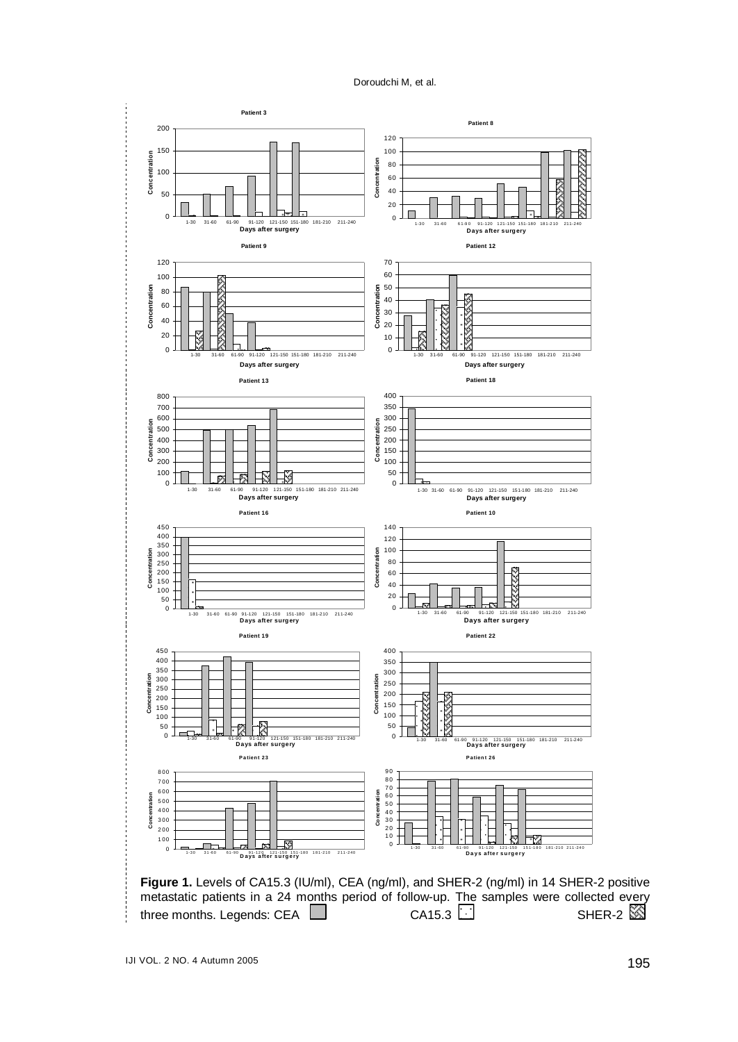**Figure 1.** Levels of CA15.3 (IU/ml), CEA (ng/ml), and SHER-2 (ng/ml) in 14 SHER-2 positive metastatic patients in a 24 months period of follow-up. The samples were collected every three months. Legends: CEA CA15.3 SHER-2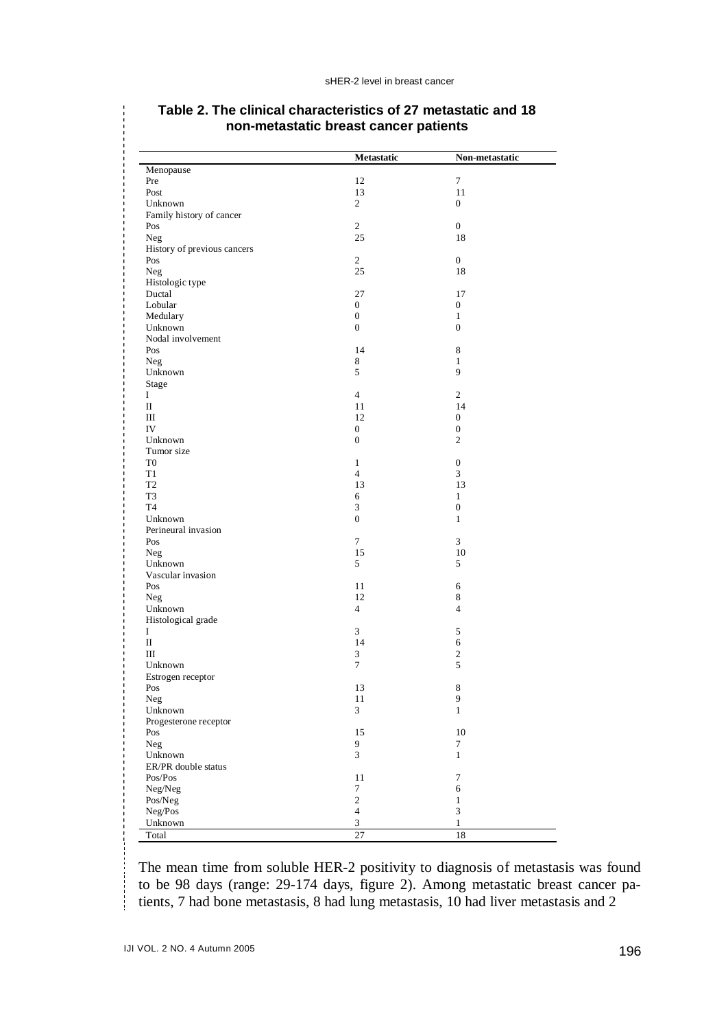**Table 2. The clinical characteristics of 27 metastatic and 18 non-metastatic breast cancer patients**

| | Metastatic | Non-metastatic |
|---|---|---|
| Menopause | | |
| Pre | 12 | 7 |
| Post | 13 | 11 |
| Unknown | 2 | 0 |
| Family history of cancer | | |
| Pos | 2 | 0 |
| Neg | 25 | 18 |
| History of previous cancers | | |
| Pos | 2 | 0 |
| Neg | 25 | 18 |
| Histologic type | | |
| Ductal | 27 | 17 |
| Lobular | 0 | 0 |
| Medulary | 0 | 1 |
| Unknown | 0 | 0 |
| Nodal involvement | | |
| Pos | 14 | 8 |
| Neg | 8 | 1 |
| Unknown | 5 | 9 |
| Stage | | |
| I | 4 | 2 |
| II | 11 | 14 |
| III | 12 | 0 |
| IV | 0 | 0 |
| Unknown | 0 | 2 |
| Tumor size | | |
| T0 | 1 | 0 |
| T1 | 4 | 3 |
| T2 | 13 | 13 |
| T3 | 6 | 1 |
| T4 | 3 | 0 |
| Unknown | 0 | 1 |
| Perineural invasion | | |
| Pos | 7 | 3 |
| Neg | 15 | 10 |
| Unknown | 5 | 5 |
| Vascular invasion | | |
| Pos | 11 | 6 |
| Neg | 12 | 8 |
| Unknown | 4 | 4 |
| Histological grade | | |
| I | 3 | 5 |
| II | 14 | 6 |
| III | 3 | 2 |
| Unknown | 7 | 5 |
| Estrogen receptor | | |
| Pos | 13 | 8 |
| Neg | 11 | 9 |
| Unknown | 3 | 1 |
| Progesterone receptor | | |
| Pos | 15 | 10 |
| Neg | 9 | 7 |
| Unknown | 3 | 1 |
| ER/PR double status | | |
| Pos/Pos | 11 | 7 |
| Neg/Neg | 7 | 6 |
| Pos/Neg | 2 | 1 |
| Neg/Pos | 4 | 3 |
| Unknown | 3 | 1 |
| Total | 27 | 18 |

The mean time from soluble HER-2 positivity to diagnosis of metastasis was found to be 98 days (range: 29-174 days, figure 2). Among metastatic breast cancer patients, 7 had bone metastasis, 8 had lung metastasis, 10 had liver metastasis and 2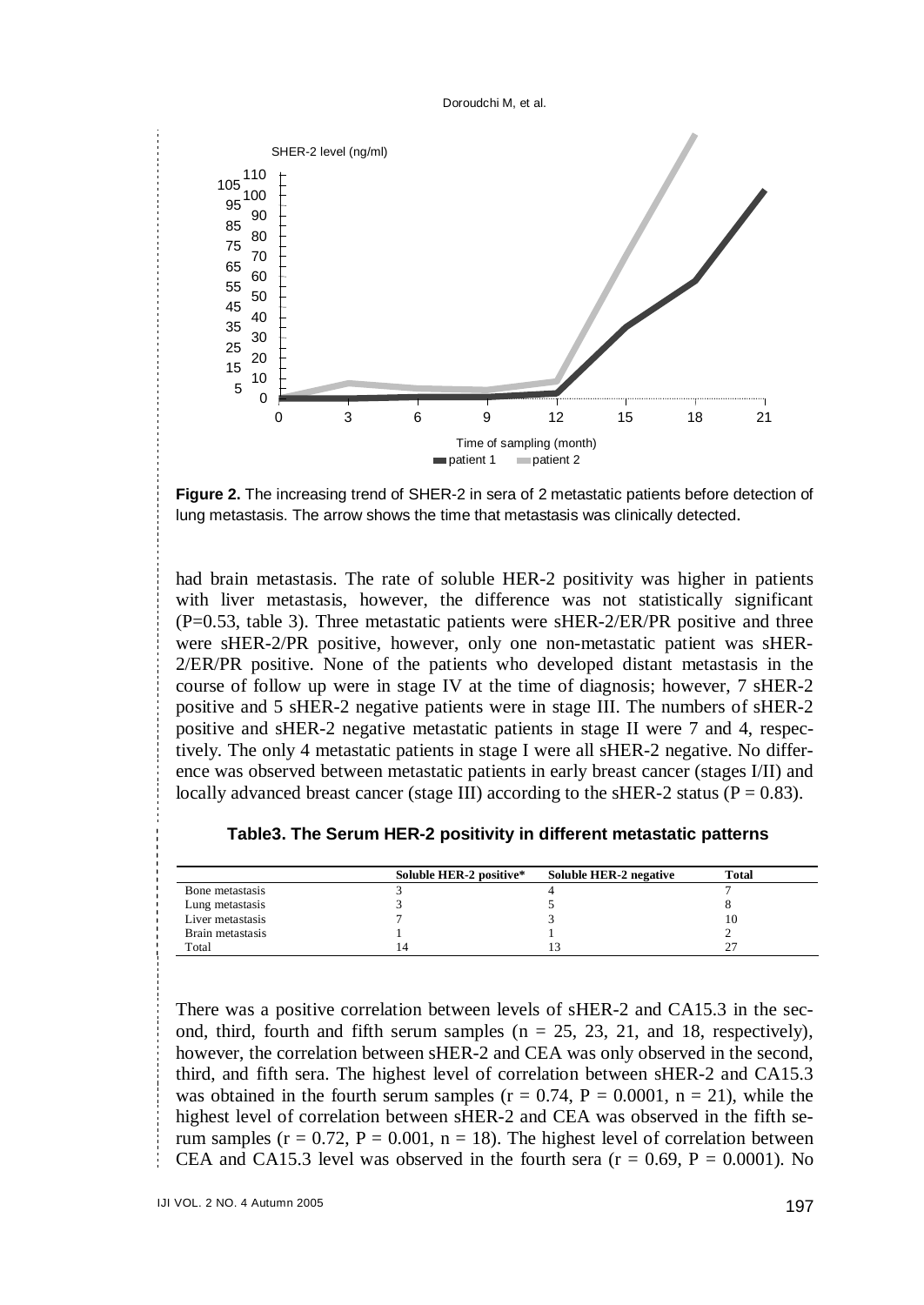**Figure 2.** The increasing trend of SHER-2 in sera of 2 metastatic patients before detection of lung metastasis. The arrow shows the time that metastasis was clinically detected.

had brain metastasis. The rate of soluble HER-2 positivity was higher in patients with liver metastasis, however, the difference was not statistically significant (P=0.53, table 3). Three metastatic patients were sHER-2/ER/PR positive and three were sHER-2/PR positive, however, only one non-metastatic patient was sHER-2/ER/PR positive. None of the patients who developed distant metastasis in the course of follow up were in stage IV at the time of diagnosis; however, 7 sHER-2 positive and 5 sHER-2 negative patients were in stage III. The numbers of sHER-2 positive and sHER-2 negative metastatic patients in stage II were 7 and 4, respectively. The only 4 metastatic patients in stage I were all sHER-2 negative. No difference was observed between metastatic patients in early breast cancer (stages I/II) and locally advanced breast cancer (stage III) according to the sHER-2 status (P = 0.83).

**Table3. The Serum HER-2 positivity in different metastatic patterns**

| | Soluble HER-2 positive* | Soluble HER-2 negative | Total |
|---|---|---|---|
| Bone metastasis | 3 | 4 | 7 |
| Lung metastasis | 3 | 5 | 8 |
| Liver metastasis | 7 | 3 | 10 |
| Brain metastasis | 1 | 1 | 2 |
| Total | 14 | 13 | 27 |

There was a positive correlation between levels of sHER-2 and CA15.3 in the second, third, fourth and fifth serum samples (n = 25, 23, 21, and 18, respectively), however, the correlation between sHER-2 and CEA was only observed in the second, third, and fifth sera. The highest level of correlation between sHER-2 and CA15.3 was obtained in the fourth serum samples (r = 0.74, P = 0.0001, n = 21), while the highest level of correlation between sHER-2 and CEA was observed in the fifth serum samples (r = 0.72, P = 0.001, n = 18). The highest level of correlation between CEA and CA15.3 level was observed in the fourth sera (r = 0.69, P = 0.0001). No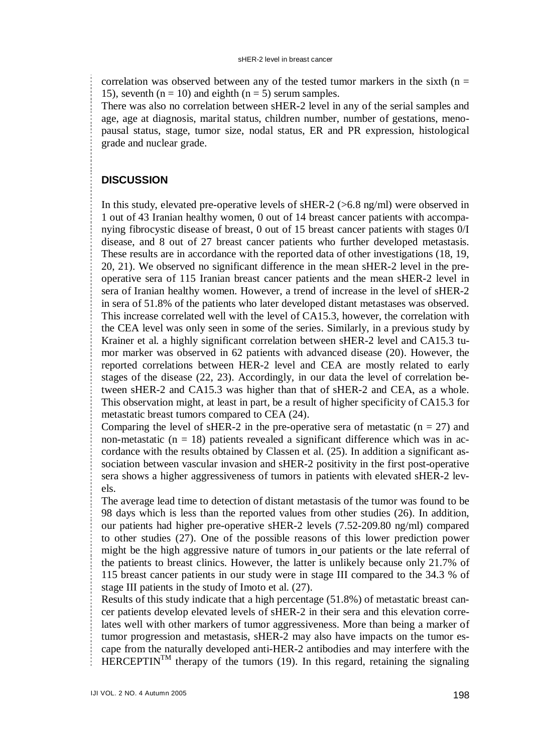correlation was observed between any of the tested tumor markers in the sixth (n = 15), seventh (n = 10) and eighth (n = 5) serum samples.

There was also no correlation between sHER-2 level in any of the serial samples and age, age at diagnosis, marital status, children number, number of gestations, menopausal status, stage, tumor size, nodal status, ER and PR expression, histological grade and nuclear grade.

## DISCUSSION

In this study, elevated pre-operative levels of sHER-2 (>6.8 ng/ml) were observed in 1 out of 43 Iranian healthy women, 0 out of 14 breast cancer patients with accompanying fibrocystic disease of breast, 0 out of 15 breast cancer patients with stages 0/I disease, and 8 out of 27 breast cancer patients who further developed metastasis. These results are in accordance with the reported data of other investigations (18, 19, 20, 21). We observed no significant difference in the mean sHER-2 level in the pre-operative sera of 115 Iranian breast cancer patients and the mean sHER-2 level in sera of Iranian healthy women. However, a trend of increase in the level of sHER-2 in sera of 51.8% of the patients who later developed distant metastases was observed. This increase correlated well with the level of CA15.3, however, the correlation with the CEA level was only seen in some of the series. Similarly, in a previous study by Krainer et al. a highly significant correlation between sHER-2 level and CA15.3 tumor marker was observed in 62 patients with advanced disease (20). However, the reported correlations between HER-2 level and CEA are mostly related to early stages of the disease (22, 23). Accordingly, in our data the level of correlation between sHER-2 and CA15.3 was higher than that of sHER-2 and CEA, as a whole. This observation might, at least in part, be a result of higher specificity of CA15.3 for metastatic breast tumors compared to CEA (24).

Comparing the level of sHER-2 in the pre-operative sera of metastatic (n = 27) and non-metastatic (n = 18) patients revealed a significant difference which was in accordance with the results obtained by Classen et al. (25). In addition a significant association between vascular invasion and sHER-2 positivity in the first post-operative sera shows a higher aggressiveness of tumors in patients with elevated sHER-2 levels.

The average lead time to detection of distant metastasis of the tumor was found to be 98 days which is less than the reported values from other studies (26). In addition, our patients had higher pre-operative sHER-2 levels (7.52-209.80 ng/ml) compared to other studies (27). One of the possible reasons of this lower prediction power might be the high aggressive nature of tumors in our patients or the late referral of the patients to breast clinics. However, the latter is unlikely because only 21.7% of 115 breast cancer patients in our study were in stage III compared to the 34.3 % of stage III patients in the study of Imoto et al. (27).

Results of this study indicate that a high percentage (51.8%) of metastatic breast cancer patients develop elevated levels of sHER-2 in their sera and this elevation correlates well with other markers of tumor aggressiveness. More than being a marker of tumor progression and metastasis, sHER-2 may also have impacts on the tumor escape from the naturally developed anti-HER-2 antibodies and may interfere with the HERCEPTIN™ therapy of the tumors (19). In this regard, retaining the signaling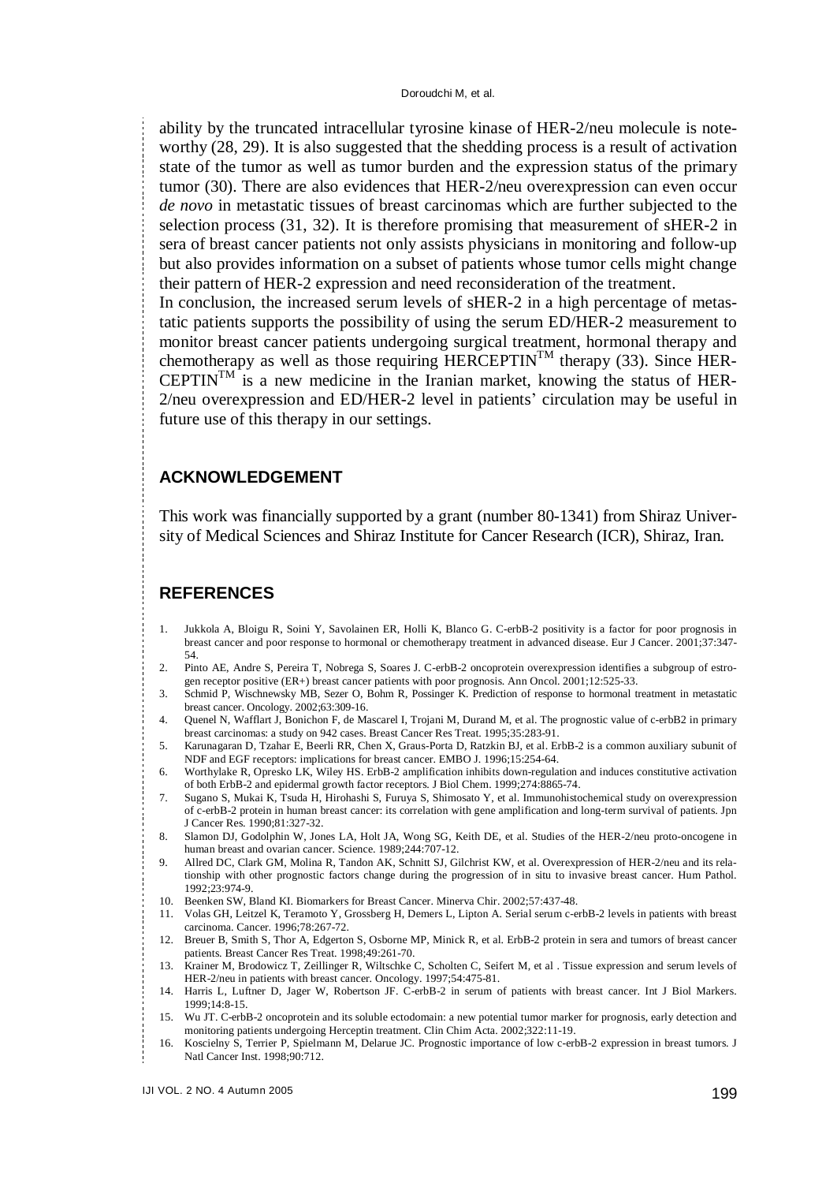ability by the truncated intracellular tyrosine kinase of HER-2/neu molecule is noteworthy (28, 29). It is also suggested that the shedding process is a result of activation state of the tumor as well as tumor burden and the expression status of the primary tumor (30). There are also evidences that HER-2/neu overexpression can even occur *de novo* in metastatic tissues of breast carcinomas which are further subjected to the selection process (31, 32). It is therefore promising that measurement of sHER-2 in sera of breast cancer patients not only assists physicians in monitoring and follow-up but also provides information on a subset of patients whose tumor cells might change their pattern of HER-2 expression and need reconsideration of the treatment.

In conclusion, the increased serum levels of sHER-2 in a high percentage of metastatic patients supports the possibility of using the serum ED/HER-2 measurement to monitor breast cancer patients undergoing surgical treatment, hormonal therapy and chemotherapy as well as those requiring HERCEPTIN$^{TM}$ therapy (33). Since HERCEPTIN$^{TM}$ is a new medicine in the Iranian market, knowing the status of HER-2/neu overexpression and ED/HER-2 level in patients' circulation may be useful in future use of this therapy in our settings.

## ACKNOWLEDGEMENT

This work was financially supported by a grant (number 80-1341) from Shiraz University of Medical Sciences and Shiraz Institute for Cancer Research (ICR), Shiraz, Iran.

## REFERENCES

1. Jukkola A, Bloigu R, Soini Y, Savolainen ER, Holli K, Blanco G. C-erbB-2 positivity is a factor for poor prognosis in breast cancer and poor response to hormonal or chemotherapy treatment in advanced disease. Eur J Cancer. 2001;37:347-54.
2. Pinto AE, Andre S, Pereira T, Nobrega S, Soares J. C-erbB-2 oncoprotein overexpression identifies a subgroup of estrogen receptor positive (ER+) breast cancer patients with poor prognosis. Ann Oncol. 2001;12:525-33.
3. Schmid P, Wischnewsky MB, Sezer O, Bohm R, Possinger K. Prediction of response to hormonal treatment in metastatic breast cancer. Oncology. 2002;63:309-16.
4. Quenel N, Wafflart J, Bonichon F, de Mascarel I, Trojani M, Durand M, et al. The prognostic value of c-erbB2 in primary breast carcinomas: a study on 942 cases. Breast Cancer Res Treat. 1995;35:283-91.
5. Karunagaran D, Tzahar E, Beerli RR, Chen X, Graus-Porta D, Ratzkin BJ, et al. ErbB-2 is a common auxiliary subunit of NDF and EGF receptors: implications for breast cancer. EMBO J. 1996;15:254-64.
6. Worthylake R, Opresko LK, Wiley HS. ErbB-2 amplification inhibits down-regulation and induces constitutive activation of both ErbB-2 and epidermal growth factor receptors. J Biol Chem. 1999;274:8865-74.
7. Sugano S, Mukai K, Tsuda H, Hirohashi S, Furuya S, Shimosato Y, et al. Immunohistochemical study on overexpression of c-erbB-2 protein in human breast cancer: its correlation with gene amplification and long-term survival of patients. Jpn J Cancer Res. 1990;81:327-32.
8. Slamon DJ, Godolphin W, Jones LA, Holt JA, Wong SG, Keith DE, et al. Studies of the HER-2/neu proto-oncogene in human breast and ovarian cancer. Science. 1989;244:707-12.
9. Allred DC, Clark GM, Molina R, Tandon AK, Schnitt SJ, Gilchrist KW, et al. Overexpression of HER-2/neu and its relationship with other prognostic factors change during the progression of in situ to invasive breast cancer. Hum Pathol. 1992;23:974-9.
10. Beenken SW, Bland KI. Biomarkers for Breast Cancer. Minerva Chir. 2002;57:437-48.
11. Volas GH, Leitzel K, Teramoto Y, Grossberg H, Demers L, Lipton A. Serial serum c-erbB-2 levels in patients with breast carcinoma. Cancer. 1996;78:267-72.
12. Breuer B, Smith S, Thor A, Edgerton S, Osborne MP, Minick R, et al. ErbB-2 protein in sera and tumors of breast cancer patients. Breast Cancer Res Treat. 1998;49:261-70.
13. Krainer M, Brodowicz T, Zeillinger R, Wiltschke C, Scholten C, Seifert M, et al . Tissue expression and serum levels of HER-2/neu in patients with breast cancer. Oncology. 1997;54:475-81.
14. Harris L, Luftner D, Jager W, Robertson JF. C-erbB-2 in serum of patients with breast cancer. Int J Biol Markers. 1999;14:8-15.
15. Wu JT. C-erbB-2 oncoprotein and its soluble ectodomain: a new potential tumor marker for prognosis, early detection and monitoring patients undergoing Herceptin treatment. Clin Chim Acta. 2002;322:11-19.
16. Koscielny S, Terrier P, Spielmann M, Delarue JC. Prognostic importance of low c-erbB-2 expression in breast tumors. J Natl Cancer Inst. 1998;90:712.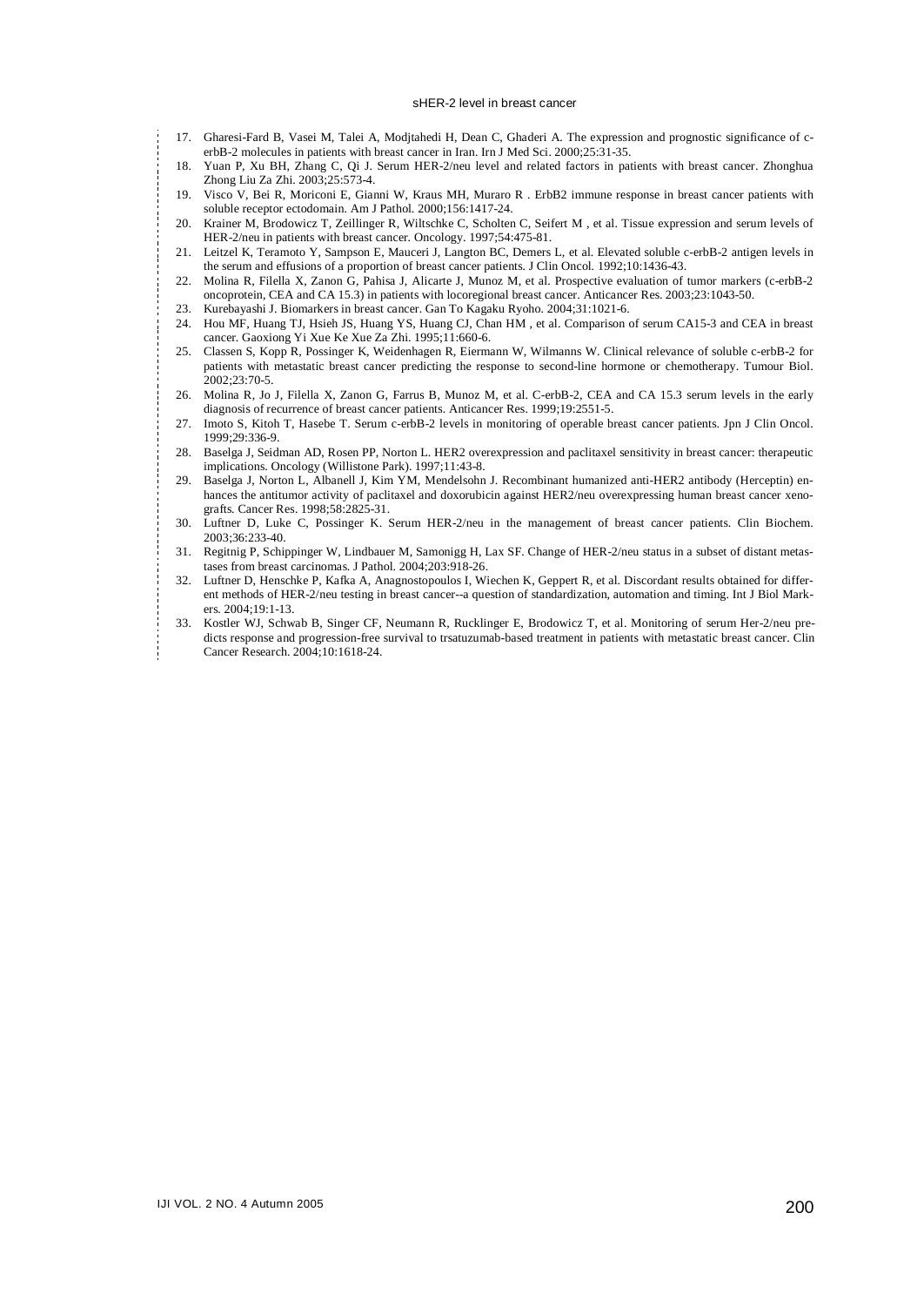17. Gharesi-Fard B, Vasei M, Talei A, Modjtahedi H, Dean C, Ghaderi A. The expression and prognostic significance of c-erbB-2 molecules in patients with breast cancer in Iran. Irn J Med Sci. 2000;25:31-35.
18. Yuan P, Xu BH, Zhang C, Qi J. Serum HER-2/neu level and related factors in patients with breast cancer. Zhonghua Zhong Liu Za Zhi. 2003;25:573-4.
19. Visco V, Bei R, Moriconi E, Gianni W, Kraus MH, Muraro R . ErbB2 immune response in breast cancer patients with soluble receptor ectodomain. Am J Pathol. 2000;156:1417-24.
20. Krainer M, Brodowicz T, Zeillinger R, Wiltschke C, Scholten C, Seifert M , et al. Tissue expression and serum levels of HER-2/neu in patients with breast cancer. Oncology. 1997;54:475-81.
21. Leitzel K, Teramoto Y, Sampson E, Mauceri J, Langton BC, Demers L, et al. Elevated soluble c-erbB-2 antigen levels in the serum and effusions of a proportion of breast cancer patients. J Clin Oncol. 1992;10:1436-43.
22. Molina R, Filella X, Zanon G, Pahisa J, Alicarte J, Munoz M, et al. Prospective evaluation of tumor markers (c-erbB-2 oncoprotein, CEA and CA 15.3) in patients with locoregional breast cancer. Anticancer Res. 2003;23:1043-50.
23. Kurebayashi J. Biomarkers in breast cancer. Gan To Kagaku Ryoho. 2004;31:1021-6.
24. Hou MF, Huang TJ, Hsieh JS, Huang YS, Huang CJ, Chan HM , et al. Comparison of serum CA15-3 and CEA in breast cancer. Gaoxiong Yi Xue Ke Xue Za Zhi. 1995;11:660-6.
25. Classen S, Kopp R, Possinger K, Weidenhagen R, Eiermann W, Wilmanns W. Clinical relevance of soluble c-erbB-2 for patients with metastatic breast cancer predicting the response to second-line hormone or chemotherapy. Tumour Biol. 2002;23:70-5.
26. Molina R, Jo J, Filella X, Zanon G, Farrus B, Munoz M, et al. C-erbB-2, CEA and CA 15.3 serum levels in the early diagnosis of recurrence of breast cancer patients. Anticancer Res. 1999;19:2551-5.
27. Imoto S, Kitoh T, Hasebe T. Serum c-erbB-2 levels in monitoring of operable breast cancer patients. Jpn J Clin Oncol. 1999;29:336-9.
28. Baselga J, Seidman AD, Rosen PP, Norton L. HER2 overexpression and paclitaxel sensitivity in breast cancer: therapeutic implications. Oncology (Willistone Park). 1997;11:43-8.
29. Baselga J, Norton L, Albanell J, Kim YM, Mendelsohn J. Recombinant humanized anti-HER2 antibody (Herceptin) enhances the antitumor activity of paclitaxel and doxorubicin against HER2/neu overexpressing human breast cancer xenografts. Cancer Res. 1998;58:2825-31.
30. Luftner D, Luke C, Possinger K. Serum HER-2/neu in the management of breast cancer patients. Clin Biochem. 2003;36:233-40.
31. Regitnig P, Schippinger W, Lindbauer M, Samonigg H, Lax SF. Change of HER-2/neu status in a subset of distant metastases from breast carcinomas. J Pathol. 2004;203:918-26.
32. Luftner D, Henschke P, Kafka A, Anagnostopoulos I, Wiechen K, Geppert R, et al. Discordant results obtained for different methods of HER-2/neu testing in breast cancer--a question of standardization, automation and timing. Int J Biol Markers. 2004;19:1-13.
33. Kostler WJ, Schwab B, Singer CF, Neumann R, Rucklinger E, Brodowicz T, et al. Monitoring of serum Her-2/neu predicts response and progression-free survival to trsatuzumab-based treatment in patients with metastatic breast cancer. Clin Cancer Research. 2004;10:1618-24.